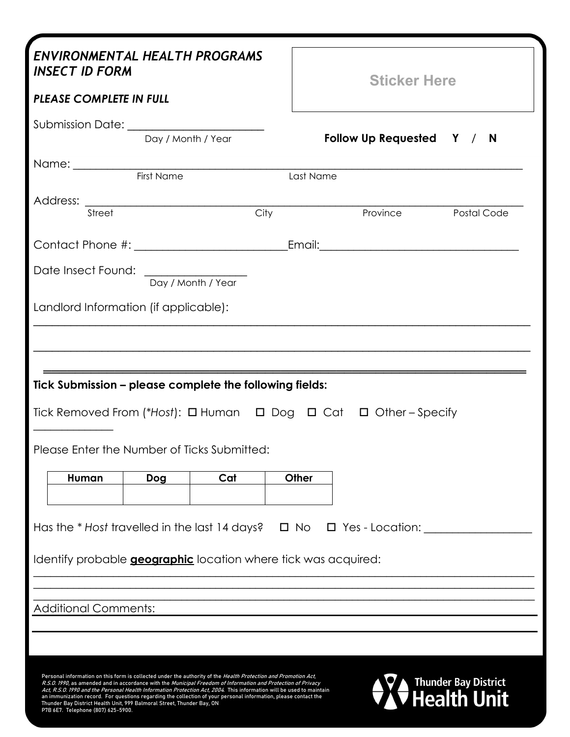***ENVIRONMENTAL HEALTH PROGRAMS***
***INSECT ID FORM***

Sticker Here

***PLEASE COMPLETE IN FULL***

Submission Date: ______________________
Day / Month / Year

**Follow Up Requested Y / N**

Name: ______________________________________________________________
First Name Last Name

Address: ____________________________________________________________
Street City Province Postal Code

Contact Phone #: _________________________ Email: _________________________________

Date Insect Found: _________________
Day / Month / Year

Landlord Information (if applicable):

________________________________________________________________________________

________________________________________________________________________________

**Tick Submission – please complete the following fields:**

Tick Removed From (**Host*): ☐ Human ☐ Dog ☐ Cat ☐ Other – Specify _____________

Please Enter the Number of Ticks Submitted:

| Human | Dog | Cat | Other |
| --- | --- | --- | --- |
| | | | |

Has the * *Host* travelled in the last 14 days? ☐ No ☐ Yes - Location: __________________

Identify probable **geographic** location where tick was acquired:

________________________________________________________________________________

________________________________________________________________________________

Additional Comments:

________________________________________________________________________________

Personal information on this form is collected under the authority of the *Health Protection and Promotion Act, R.S.O. 1990*, as amended and in accordance with the *Municipal Freedom of Information and Protection of Privacy Act, R.S.O. 1990 and the Personal Health Information Protection Act, 2004*. This information will be used to maintain an immunization record. For questions regarding the collection of your personal information, please contact the Thunder Bay District Health Unit, 999 Balmoral Street, Thunder Bay, ON P7B 6E7. Telephone (807) 625-5900.

Thunder Bay District Health Unit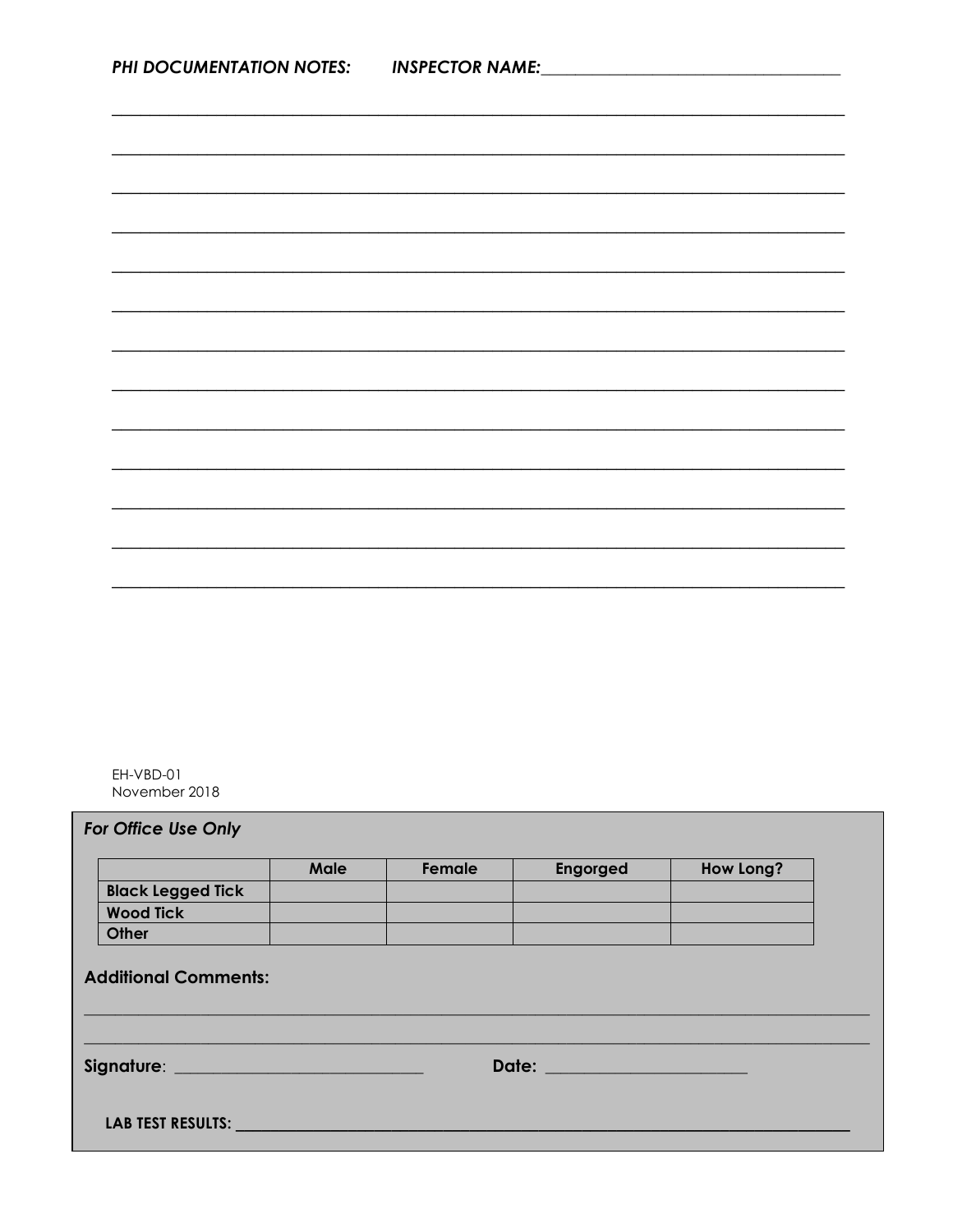***PHI DOCUMENTATION NOTES:*** ***INSPECTOR NAME:***___________________________________

_____________________________________________________________________________

_____________________________________________________________________________

_____________________________________________________________________________

_____________________________________________________________________________

_____________________________________________________________________________

_____________________________________________________________________________

_____________________________________________________________________________

_____________________________________________________________________________

_____________________________________________________________________________

_____________________________________________________________________________

_____________________________________________________________________________

_____________________________________________________________________________

_____________________________________________________________________________

EH-VBD-01
November 2018

***For Office Use Only***

| | Male | Female | Engorged | How Long? |
|---|---|---|---|---|
| **Black Legged Tick** | | | | |
| **Wood Tick** | | | | |
| **Other** | | | | |

**Additional Comments:**

_____________________________________________________________________________

_____________________________________________________________________________

**Signature**: ____________________________ **Date:** ______________________

**LAB TEST RESULTS:** ___________________________________________________________